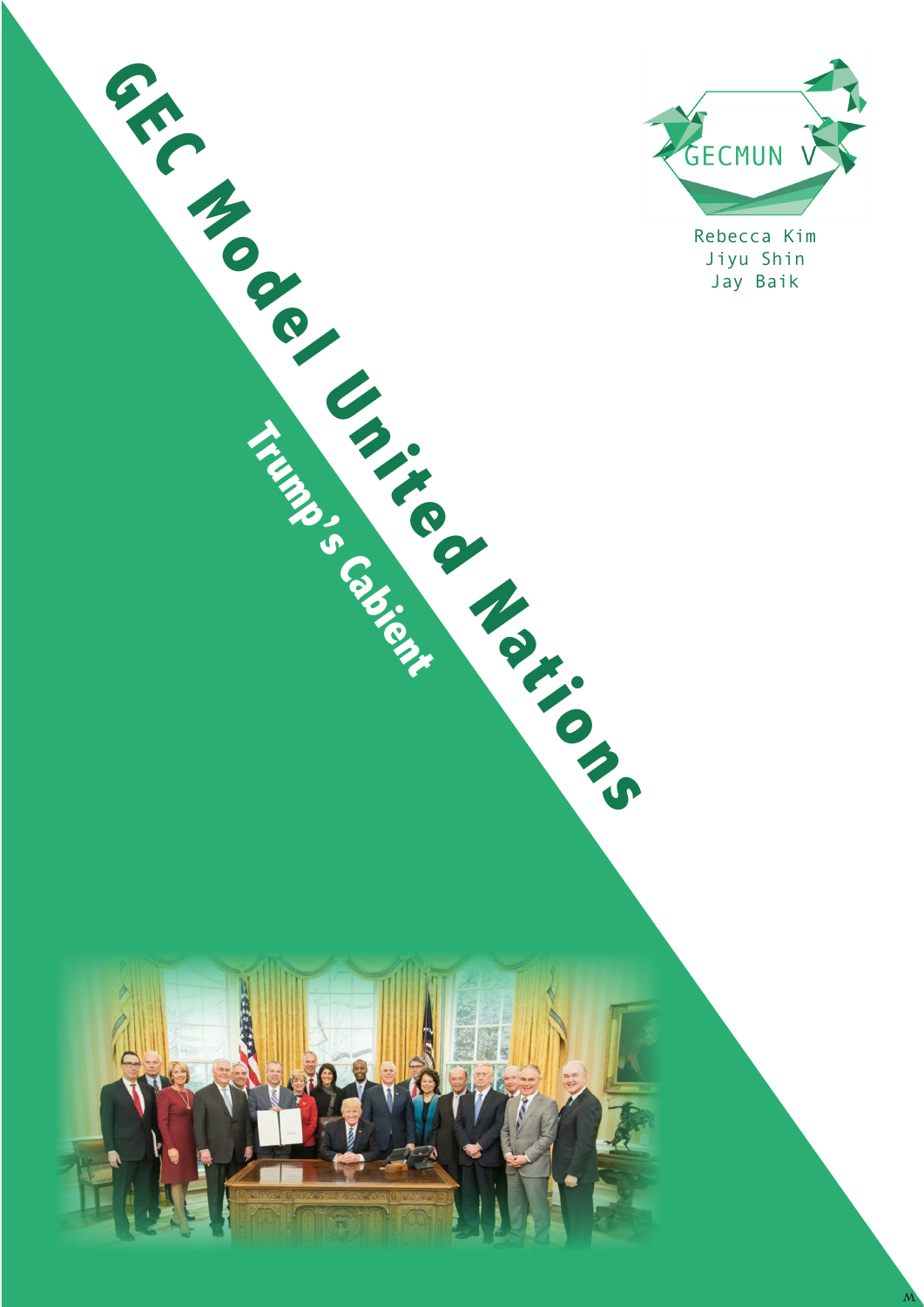# GEC Model United Nations

## Trump's Cabient

GECMUN V

Rebecca Kim
Jiyu Shin
Jay Baik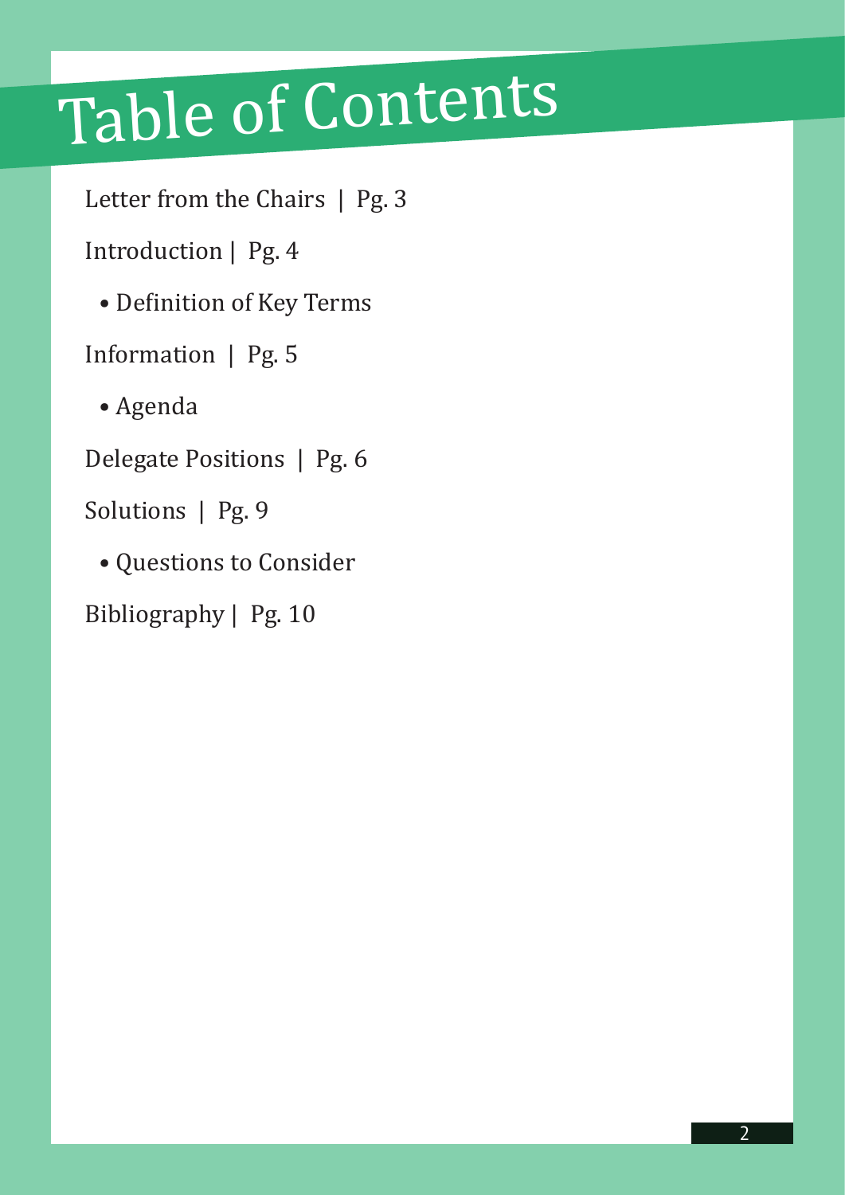# Table of Contents

Letter from the Chairs | Pg. 3

Introduction | Pg. 4

- Definition of Key Terms

Information | Pg. 5

- Agenda

Delegate Positions | Pg. 6

Solutions | Pg. 9

- Questions to Consider

Bibliography | Pg. 10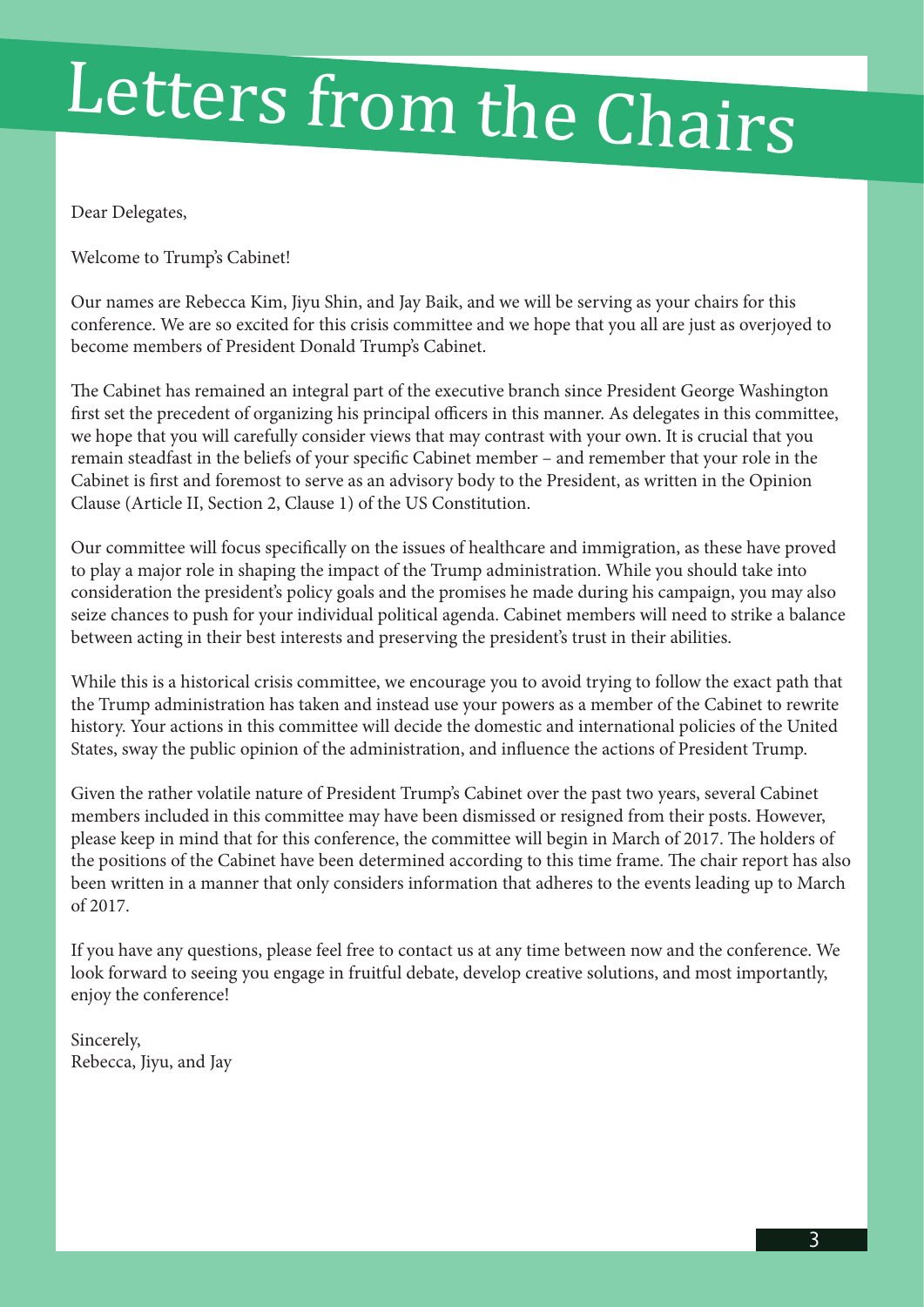# Letters from the Chairs

Dear Delegates,

Welcome to Trump's Cabinet!

Our names are Rebecca Kim, Jiyu Shin, and Jay Baik, and we will be serving as your chairs for this conference. We are so excited for this crisis committee and we hope that you all are just as overjoyed to become members of President Donald Trump's Cabinet.

The Cabinet has remained an integral part of the executive branch since President George Washington first set the precedent of organizing his principal officers in this manner. As delegates in this committee, we hope that you will carefully consider views that may contrast with your own. It is crucial that you remain steadfast in the beliefs of your specific Cabinet member – and remember that your role in the Cabinet is first and foremost to serve as an advisory body to the President, as written in the Opinion Clause (Article II, Section 2, Clause 1) of the US Constitution.

Our committee will focus specifically on the issues of healthcare and immigration, as these have proved to play a major role in shaping the impact of the Trump administration. While you should take into consideration the president's policy goals and the promises he made during his campaign, you may also seize chances to push for your individual political agenda. Cabinet members will need to strike a balance between acting in their best interests and preserving the president's trust in their abilities.

While this is a historical crisis committee, we encourage you to avoid trying to follow the exact path that the Trump administration has taken and instead use your powers as a member of the Cabinet to rewrite history. Your actions in this committee will decide the domestic and international policies of the United States, sway the public opinion of the administration, and influence the actions of President Trump.

Given the rather volatile nature of President Trump's Cabinet over the past two years, several Cabinet members included in this committee may have been dismissed or resigned from their posts. However, please keep in mind that for this conference, the committee will begin in March of 2017. The holders of the positions of the Cabinet have been determined according to this time frame. The chair report has also been written in a manner that only considers information that adheres to the events leading up to March of 2017.

If you have any questions, please feel free to contact us at any time between now and the conference. We look forward to seeing you engage in fruitful debate, develop creative solutions, and most importantly, enjoy the conference!

Sincerely,
Rebecca, Jiyu, and Jay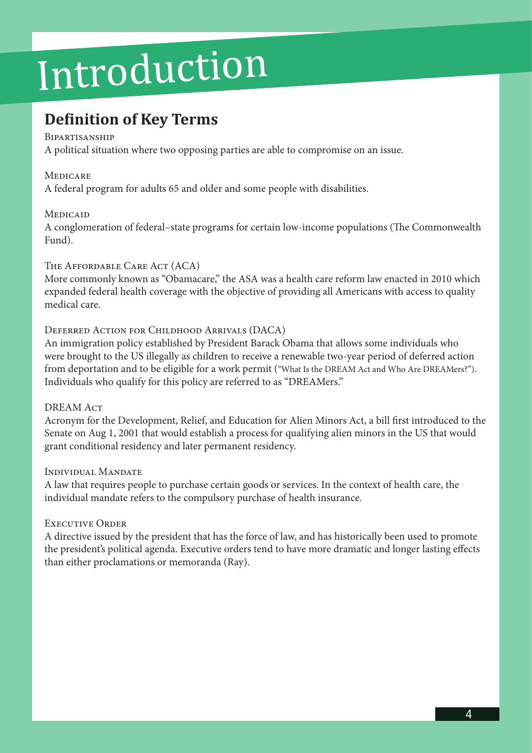# Introduction

## Definition of Key Terms

Bipartisanship

A political situation where two opposing parties are able to compromise on an issue.

Medicare

A federal program for adults 65 and older and some people with disabilities.

Medicaid

A conglomeration of federal–state programs for certain low-income populations (The Commonwealth Fund).

The Affordable Care Act (ACA)

More commonly known as "Obamacare," the ASA was a health care reform law enacted in 2010 which expanded federal health coverage with the objective of providing all Americans with access to quality medical care.

Deferred Action for Childhood Arrivals (DACA)

An immigration policy established by President Barack Obama that allows some individuals who were brought to the US illegally as children to receive a renewable two-year period of deferred action from deportation and to be eligible for a work permit ("What Is the DREAM Act and Who Are DREAMers?"). Individuals who qualify for this policy are referred to as "DREAMers."

DREAM Act

Acronym for the Development, Relief, and Education for Alien Minors Act, a bill first introduced to the Senate on Aug 1, 2001 that would establish a process for qualifying alien minors in the US that would grant conditional residency and later permanent residency.

Individual Mandate

A law that requires people to purchase certain goods or services. In the context of health care, the individual mandate refers to the compulsory purchase of health insurance.

Executive Order

A directive issued by the president that has the force of law, and has historically been used to promote the president's political agenda. Executive orders tend to have more dramatic and longer lasting effects than either proclamations or memoranda (Ray).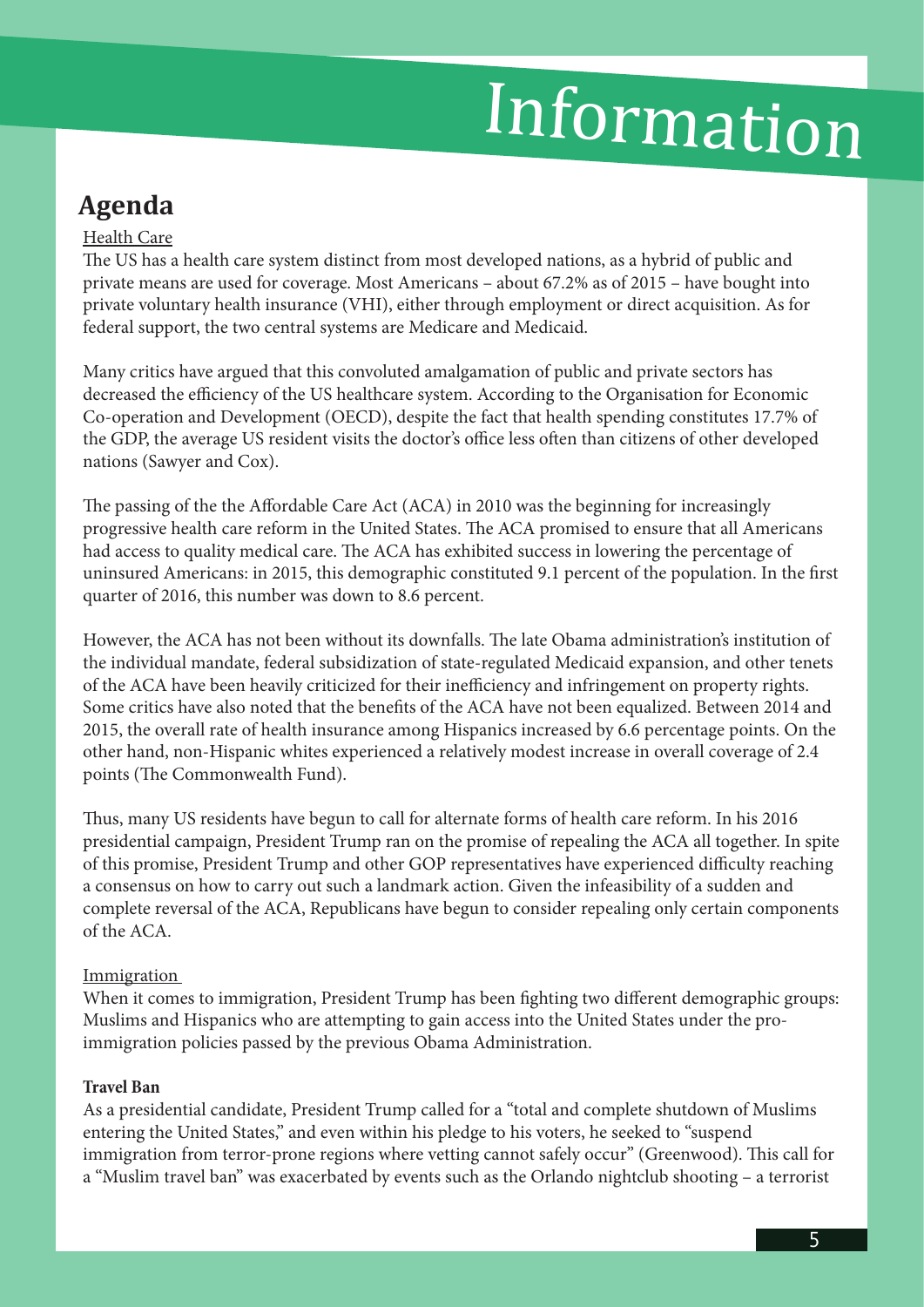# Information

## Agenda

Health Care

The US has a health care system distinct from most developed nations, as a hybrid of public and private means are used for coverage. Most Americans – about 67.2% as of 2015 – have bought into private voluntary health insurance (VHI), either through employment or direct acquisition. As for federal support, the two central systems are Medicare and Medicaid.

Many critics have argued that this convoluted amalgamation of public and private sectors has decreased the efficiency of the US healthcare system. According to the Organisation for Economic Co-operation and Development (OECD), despite the fact that health spending constitutes 17.7% of the GDP, the average US resident visits the doctor's office less often than citizens of other developed nations (Sawyer and Cox).

The passing of the the Affordable Care Act (ACA) in 2010 was the beginning for increasingly progressive health care reform in the United States. The ACA promised to ensure that all Americans had access to quality medical care. The ACA has exhibited success in lowering the percentage of uninsured Americans: in 2015, this demographic constituted 9.1 percent of the population. In the first quarter of 2016, this number was down to 8.6 percent.

However, the ACA has not been without its downfalls. The late Obama administration's institution of the individual mandate, federal subsidization of state-regulated Medicaid expansion, and other tenets of the ACA have been heavily criticized for their inefficiency and infringement on property rights. Some critics have also noted that the benefits of the ACA have not been equalized. Between 2014 and 2015, the overall rate of health insurance among Hispanics increased by 6.6 percentage points. On the other hand, non-Hispanic whites experienced a relatively modest increase in overall coverage of 2.4 points (The Commonwealth Fund).

Thus, many US residents have begun to call for alternate forms of health care reform. In his 2016 presidential campaign, President Trump ran on the promise of repealing the ACA all together. In spite of this promise, President Trump and other GOP representatives have experienced difficulty reaching a consensus on how to carry out such a landmark action. Given the infeasibility of a sudden and complete reversal of the ACA, Republicans have begun to consider repealing only certain components of the ACA.

Immigration

When it comes to immigration, President Trump has been fighting two different demographic groups: Muslims and Hispanics who are attempting to gain access into the United States under the pro-immigration policies passed by the previous Obama Administration.

**Travel Ban**

As a presidential candidate, President Trump called for a "total and complete shutdown of Muslims entering the United States," and even within his pledge to his voters, he seeked to "suspend immigration from terror-prone regions where vetting cannot safely occur" (Greenwood). This call for a "Muslim travel ban" was exacerbated by events such as the Orlando nightclub shooting – a terrorist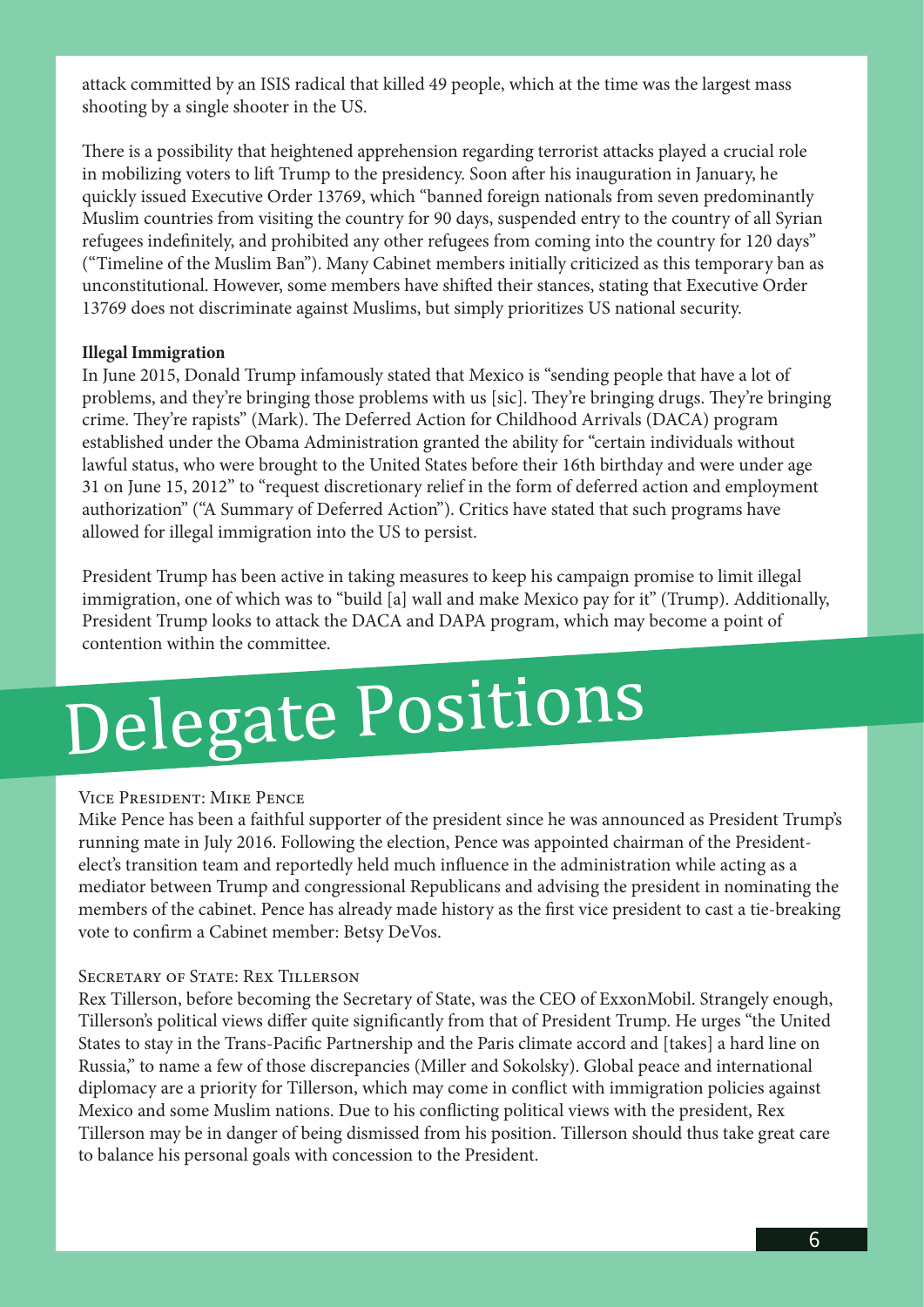attack committed by an ISIS radical that killed 49 people, which at the time was the largest mass shooting by a single shooter in the US.

There is a possibility that heightened apprehension regarding terrorist attacks played a crucial role in mobilizing voters to lift Trump to the presidency. Soon after his inauguration in January, he quickly issued Executive Order 13769, which "banned foreign nationals from seven predominantly Muslim countries from visiting the country for 90 days, suspended entry to the country of all Syrian refugees indefinitely, and prohibited any other refugees from coming into the country for 120 days" ("Timeline of the Muslim Ban"). Many Cabinet members initially criticized as this temporary ban as unconstitutional. However, some members have shifted their stances, stating that Executive Order 13769 does not discriminate against Muslims, but simply prioritizes US national security.

**Illegal Immigration**

In June 2015, Donald Trump infamously stated that Mexico is "sending people that have a lot of problems, and they're bringing those problems with us [sic]. They're bringing drugs. They're bringing crime. They're rapists" (Mark). The Deferred Action for Childhood Arrivals (DACA) program established under the Obama Administration granted the ability for "certain individuals without lawful status, who were brought to the United States before their 16th birthday and were under age 31 on June 15, 2012" to "request discretionary relief in the form of deferred action and employment authorization" ("A Summary of Deferred Action"). Critics have stated that such programs have allowed for illegal immigration into the US to persist.

President Trump has been active in taking measures to keep his campaign promise to limit illegal immigration, one of which was to "build [a] wall and make Mexico pay for it" (Trump). Additionally, President Trump looks to attack the DACA and DAPA program, which may become a point of contention within the committee.

# Delegate Positions

### Vice President: Mike Pence

Mike Pence has been a faithful supporter of the president since he was announced as President Trump's running mate in July 2016. Following the election, Pence was appointed chairman of the President-elect's transition team and reportedly held much influence in the administration while acting as a mediator between Trump and congressional Republicans and advising the president in nominating the members of the cabinet. Pence has already made history as the first vice president to cast a tie-breaking vote to confirm a Cabinet member: Betsy DeVos.

### Secretary of State: Rex Tillerson

Rex Tillerson, before becoming the Secretary of State, was the CEO of ExxonMobil. Strangely enough, Tillerson's political views differ quite significantly from that of President Trump. He urges "the United States to stay in the Trans-Pacific Partnership and the Paris climate accord and [takes] a hard line on Russia," to name a few of those discrepancies (Miller and Sokolsky). Global peace and international diplomacy are a priority for Tillerson, which may come in conflict with immigration policies against Mexico and some Muslim nations. Due to his conflicting political views with the president, Rex Tillerson may be in danger of being dismissed from his position. Tillerson should thus take great care to balance his personal goals with concession to the President.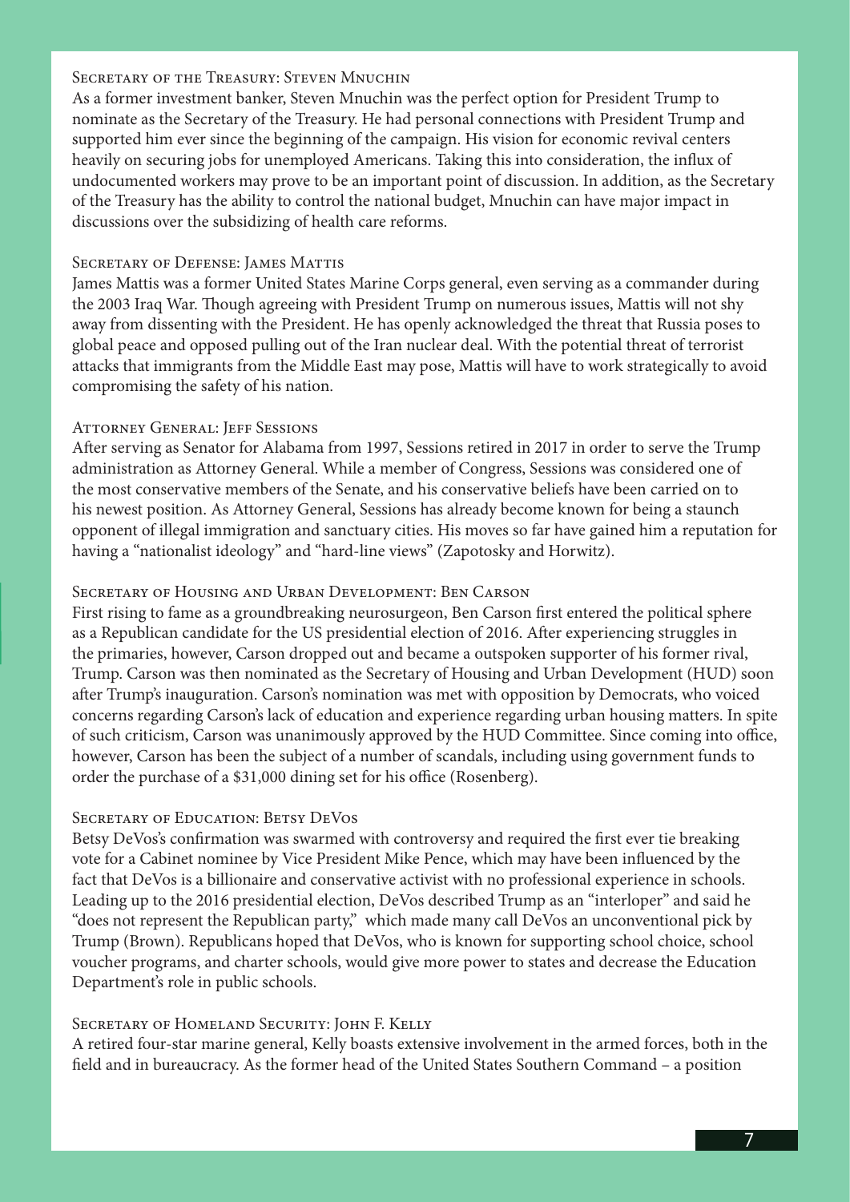### Secretary of the Treasury: Steven Mnuchin

As a former investment banker, Steven Mnuchin was the perfect option for President Trump to nominate as the Secretary of the Treasury. He had personal connections with President Trump and supported him ever since the beginning of the campaign. His vision for economic revival centers heavily on securing jobs for unemployed Americans. Taking this into consideration, the influx of undocumented workers may prove to be an important point of discussion. In addition, as the Secretary of the Treasury has the ability to control the national budget, Mnuchin can have major impact in discussions over the subsidizing of health care reforms.

### Secretary of Defense: James Mattis

James Mattis was a former United States Marine Corps general, even serving as a commander during the 2003 Iraq War. Though agreeing with President Trump on numerous issues, Mattis will not shy away from dissenting with the President. He has openly acknowledged the threat that Russia poses to global peace and opposed pulling out of the Iran nuclear deal. With the potential threat of terrorist attacks that immigrants from the Middle East may pose, Mattis will have to work strategically to avoid compromising the safety of his nation.

### Attorney General: Jeff Sessions

After serving as Senator for Alabama from 1997, Sessions retired in 2017 in order to serve the Trump administration as Attorney General. While a member of Congress, Sessions was considered one of the most conservative members of the Senate, and his conservative beliefs have been carried on to his newest position. As Attorney General, Sessions has already become known for being a staunch opponent of illegal immigration and sanctuary cities. His moves so far have gained him a reputation for having a "nationalist ideology" and "hard-line views" (Zapotosky and Horwitz).

### Secretary of Housing and Urban Development: Ben Carson

First rising to fame as a groundbreaking neurosurgeon, Ben Carson first entered the political sphere as a Republican candidate for the US presidential election of 2016. After experiencing struggles in the primaries, however, Carson dropped out and became a outspoken supporter of his former rival, Trump. Carson was then nominated as the Secretary of Housing and Urban Development (HUD) soon after Trump's inauguration. Carson's nomination was met with opposition by Democrats, who voiced concerns regarding Carson's lack of education and experience regarding urban housing matters. In spite of such criticism, Carson was unanimously approved by the HUD Committee. Since coming into office, however, Carson has been the subject of a number of scandals, including using government funds to order the purchase of a $31,000 dining set for his office (Rosenberg).

### Secretary of Education: Betsy DeVos

Betsy DeVos's confirmation was swarmed with controversy and required the first ever tie breaking vote for a Cabinet nominee by Vice President Mike Pence, which may have been influenced by the fact that DeVos is a billionaire and conservative activist with no professional experience in schools. Leading up to the 2016 presidential election, DeVos described Trump as an "interloper" and said he "does not represent the Republican party," which made many call DeVos an unconventional pick by Trump (Brown). Republicans hoped that DeVos, who is known for supporting school choice, school voucher programs, and charter schools, would give more power to states and decrease the Education Department's role in public schools.

### Secretary of Homeland Security: John F. Kelly

A retired four-star marine general, Kelly boasts extensive involvement in the armed forces, both in the field and in bureaucracy. As the former head of the United States Southern Command – a position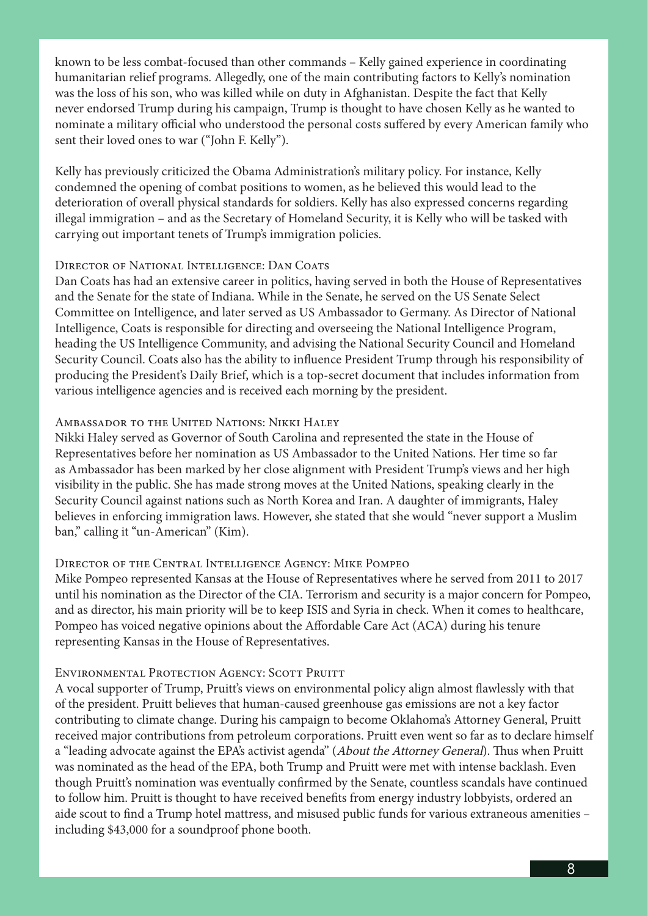known to be less combat-focused than other commands – Kelly gained experience in coordinating humanitarian relief programs. Allegedly, one of the main contributing factors to Kelly's nomination was the loss of his son, who was killed while on duty in Afghanistan. Despite the fact that Kelly never endorsed Trump during his campaign, Trump is thought to have chosen Kelly as he wanted to nominate a military official who understood the personal costs suffered by every American family who sent their loved ones to war ("John F. Kelly").

Kelly has previously criticized the Obama Administration's military policy. For instance, Kelly condemned the opening of combat positions to women, as he believed this would lead to the deterioration of overall physical standards for soldiers. Kelly has also expressed concerns regarding illegal immigration – and as the Secretary of Homeland Security, it is Kelly who will be tasked with carrying out important tenets of Trump's immigration policies.

### Director of National Intelligence: Dan Coats

Dan Coats has had an extensive career in politics, having served in both the House of Representatives and the Senate for the state of Indiana. While in the Senate, he served on the US Senate Select Committee on Intelligence, and later served as US Ambassador to Germany. As Director of National Intelligence, Coats is responsible for directing and overseeing the National Intelligence Program, heading the US Intelligence Community, and advising the National Security Council and Homeland Security Council. Coats also has the ability to influence President Trump through his responsibility of producing the President's Daily Brief, which is a top-secret document that includes information from various intelligence agencies and is received each morning by the president.

### Ambassador to the United Nations: Nikki Haley

Nikki Haley served as Governor of South Carolina and represented the state in the House of Representatives before her nomination as US Ambassador to the United Nations. Her time so far as Ambassador has been marked by her close alignment with President Trump's views and her high visibility in the public. She has made strong moves at the United Nations, speaking clearly in the Security Council against nations such as North Korea and Iran. A daughter of immigrants, Haley believes in enforcing immigration laws. However, she stated that she would "never support a Muslim ban," calling it "un-American" (Kim).

### Director of the Central Intelligence Agency: Mike Pompeo

Mike Pompeo represented Kansas at the House of Representatives where he served from 2011 to 2017 until his nomination as the Director of the CIA. Terrorism and security is a major concern for Pompeo, and as director, his main priority will be to keep ISIS and Syria in check. When it comes to healthcare, Pompeo has voiced negative opinions about the Affordable Care Act (ACA) during his tenure representing Kansas in the House of Representatives.

### Environmental Protection Agency: Scott Pruitt

A vocal supporter of Trump, Pruitt's views on environmental policy align almost flawlessly with that of the president. Pruitt believes that human-caused greenhouse gas emissions are not a key factor contributing to climate change. During his campaign to become Oklahoma's Attorney General, Pruitt received major contributions from petroleum corporations. Pruitt even went so far as to declare himself a "leading advocate against the EPA's activist agenda" (*About the Attorney General*). Thus when Pruitt was nominated as the head of the EPA, both Trump and Pruitt were met with intense backlash. Even though Pruitt's nomination was eventually confirmed by the Senate, countless scandals have continued to follow him. Pruitt is thought to have received benefits from energy industry lobbyists, ordered an aide scout to find a Trump hotel mattress, and misused public funds for various extraneous amenities – including $43,000 for a soundproof phone booth.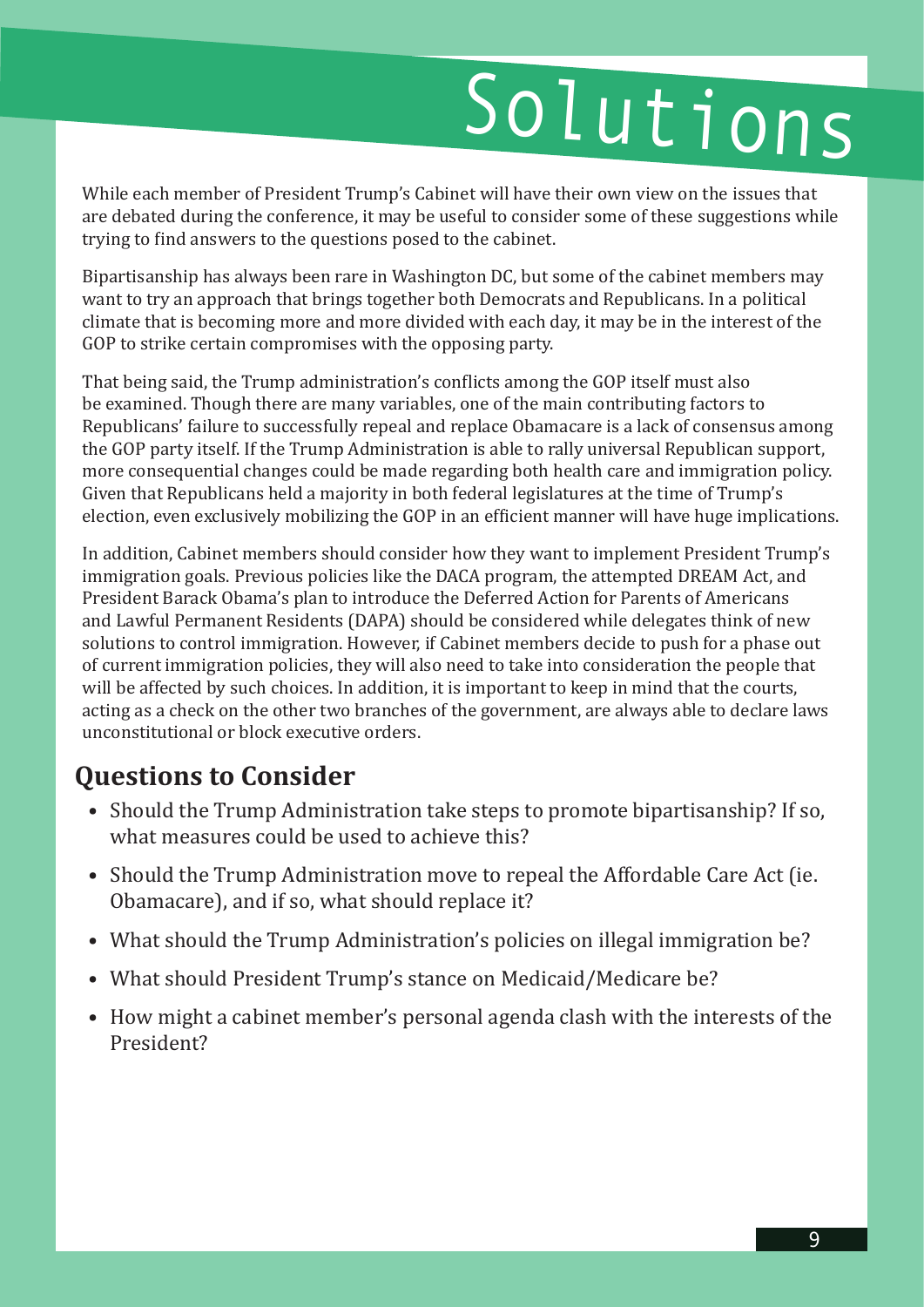# Solutions

While each member of President Trump's Cabinet will have their own view on the issues that are debated during the conference, it may be useful to consider some of these suggestions while trying to find answers to the questions posed to the cabinet.

Bipartisanship has always been rare in Washington DC, but some of the cabinet members may want to try an approach that brings together both Democrats and Republicans. In a political climate that is becoming more and more divided with each day, it may be in the interest of the GOP to strike certain compromises with the opposing party.

That being said, the Trump administration's conflicts among the GOP itself must also be examined. Though there are many variables, one of the main contributing factors to Republicans' failure to successfully repeal and replace Obamacare is a lack of consensus among the GOP party itself. If the Trump Administration is able to rally universal Republican support, more consequential changes could be made regarding both health care and immigration policy. Given that Republicans held a majority in both federal legislatures at the time of Trump's election, even exclusively mobilizing the GOP in an efficient manner will have huge implications.

In addition, Cabinet members should consider how they want to implement President Trump's immigration goals. Previous policies like the DACA program, the attempted DREAM Act, and President Barack Obama's plan to introduce the Deferred Action for Parents of Americans and Lawful Permanent Residents (DAPA) should be considered while delegates think of new solutions to control immigration. However, if Cabinet members decide to push for a phase out of current immigration policies, they will also need to take into consideration the people that will be affected by such choices. In addition, it is important to keep in mind that the courts, acting as a check on the other two branches of the government, are always able to declare laws unconstitutional or block executive orders.

## Questions to Consider

- Should the Trump Administration take steps to promote bipartisanship? If so, what measures could be used to achieve this?
- Should the Trump Administration move to repeal the Affordable Care Act (ie. Obamacare), and if so, what should replace it?
- What should the Trump Administration's policies on illegal immigration be?
- What should President Trump's stance on Medicaid/Medicare be?
- How might a cabinet member's personal agenda clash with the interests of the President?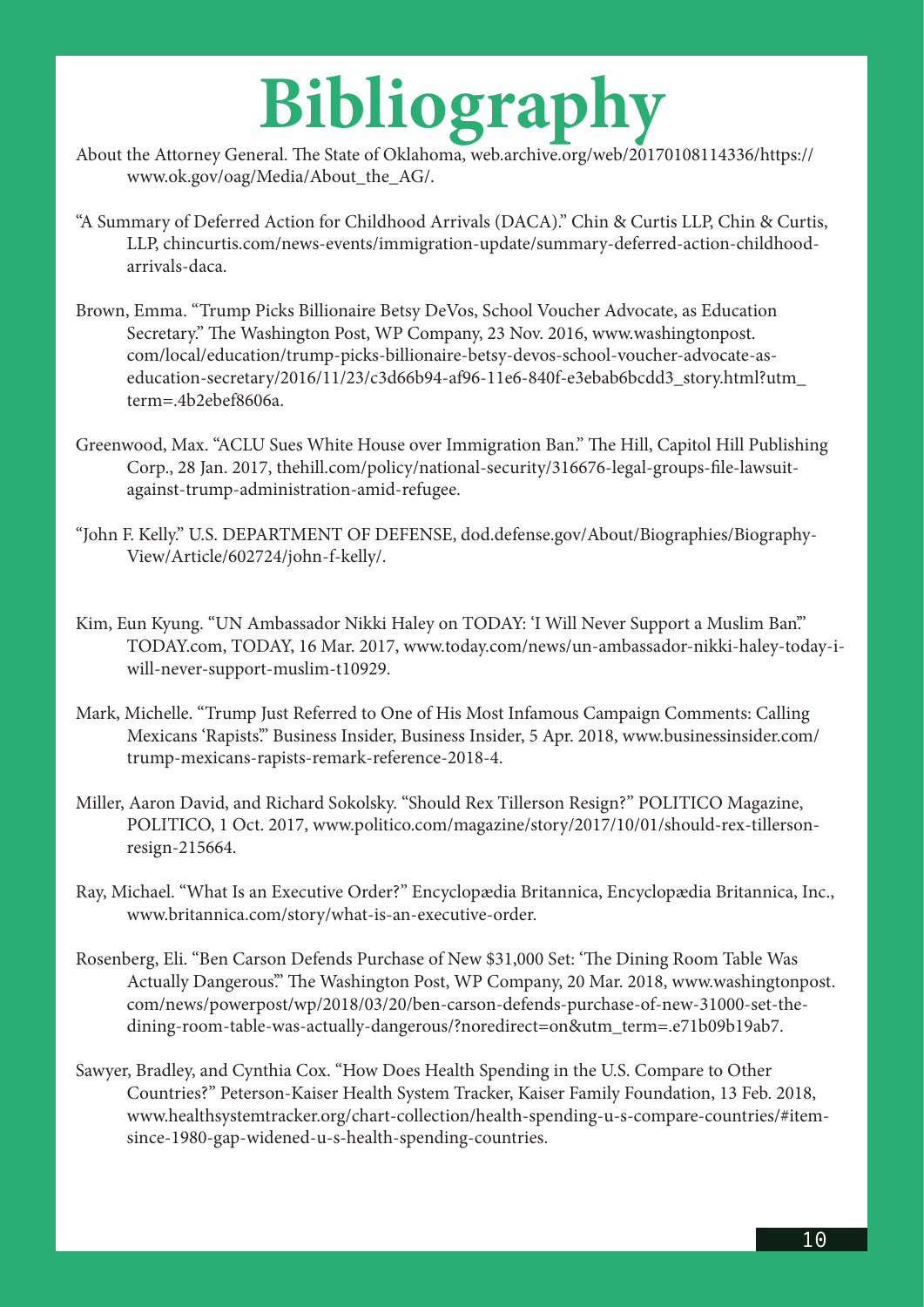# Bibliography

About the Attorney General. The State of Oklahoma, web.archive.org/web/20170108114336/https://www.ok.gov/oag/Media/About_the_AG/.

"A Summary of Deferred Action for Childhood Arrivals (DACA)." Chin & Curtis LLP, Chin & Curtis, LLP, chincurtis.com/news-events/immigration-update/summary-deferred-action-childhood-arrivals-daca.

Brown, Emma. "Trump Picks Billionaire Betsy DeVos, School Voucher Advocate, as Education Secretary." The Washington Post, WP Company, 23 Nov. 2016, www.washingtonpost.com/local/education/trump-picks-billionaire-betsy-devos-school-voucher-advocate-as-education-secretary/2016/11/23/c3d66b94-af96-11e6-840f-e3ebab6bcdd3_story.html?utm_term=.4b2ebef8606a.

Greenwood, Max. "ACLU Sues White House over Immigration Ban." The Hill, Capitol Hill Publishing Corp., 28 Jan. 2017, thehill.com/policy/national-security/316676-legal-groups-file-lawsuit-against-trump-administration-amid-refugee.

"John F. Kelly." U.S. DEPARTMENT OF DEFENSE, dod.defense.gov/About/Biographies/Biography-View/Article/602724/john-f-kelly/.

Kim, Eun Kyung. "UN Ambassador Nikki Haley on TODAY: 'I Will Never Support a Muslim Ban.'" TODAY.com, TODAY, 16 Mar. 2017, www.today.com/news/un-ambassador-nikki-haley-today-i-will-never-support-muslim-t10929.

Mark, Michelle. "Trump Just Referred to One of His Most Infamous Campaign Comments: Calling Mexicans 'Rapists.'" Business Insider, Business Insider, 5 Apr. 2018, www.businessinsider.com/trump-mexicans-rapists-remark-reference-2018-4.

Miller, Aaron David, and Richard Sokolsky. "Should Rex Tillerson Resign?" POLITICO Magazine, POLITICO, 1 Oct. 2017, www.politico.com/magazine/story/2017/10/01/should-rex-tillerson-resign-215664.

Ray, Michael. "What Is an Executive Order?" Encyclopædia Britannica, Encyclopædia Britannica, Inc., www.britannica.com/story/what-is-an-executive-order.

Rosenberg, Eli. "Ben Carson Defends Purchase of New $31,000 Set: 'The Dining Room Table Was Actually Dangerous.'" The Washington Post, WP Company, 20 Mar. 2018, www.washingtonpost.com/news/powerpost/wp/2018/03/20/ben-carson-defends-purchase-of-new-31000-set-the-dining-room-table-was-actually-dangerous/?noredirect=on&utm_term=.e71b09b19ab7.

Sawyer, Bradley, and Cynthia Cox. "How Does Health Spending in the U.S. Compare to Other Countries?" Peterson-Kaiser Health System Tracker, Kaiser Family Foundation, 13 Feb. 2018, www.healthsystemtracker.org/chart-collection/health-spending-u-s-compare-countries/#item-since-1980-gap-widened-u-s-health-spending-countries.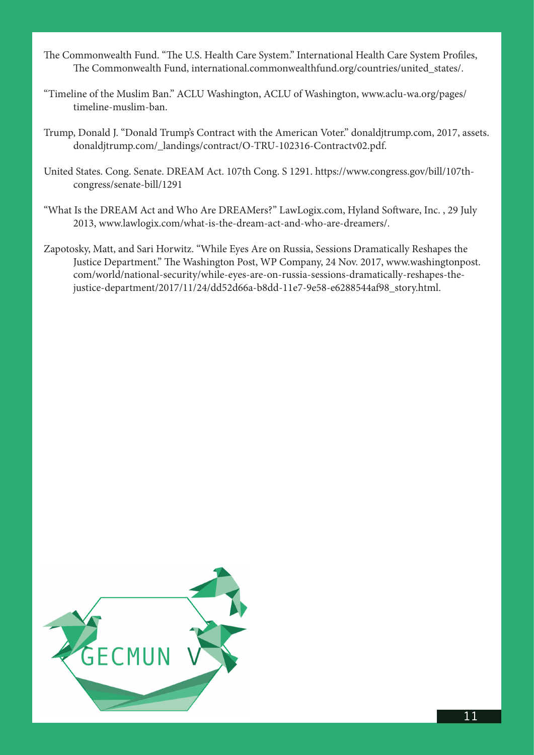The Commonwealth Fund. "The U.S. Health Care System." International Health Care System Profiles, The Commonwealth Fund, international.commonwealthfund.org/countries/united_states/.

"Timeline of the Muslim Ban." ACLU Washington, ACLU of Washington, www.aclu-wa.org/pages/timeline-muslim-ban.

Trump, Donald J. "Donald Trump's Contract with the American Voter." donaldjtrump.com, 2017, assets.donaldjtrump.com/_landings/contract/O-TRU-102316-Contractv02.pdf.

United States. Cong. Senate. DREAM Act. 107th Cong. S 1291. https://www.congress.gov/bill/107th-congress/senate-bill/1291

"What Is the DREAM Act and Who Are DREAMers?" LawLogix.com, Hyland Software, Inc. , 29 July 2013, www.lawlogix.com/what-is-the-dream-act-and-who-are-dreamers/.

Zapotosky, Matt, and Sari Horwitz. "While Eyes Are on Russia, Sessions Dramatically Reshapes the Justice Department." The Washington Post, WP Company, 24 Nov. 2017, www.washingtonpost.com/world/national-security/while-eyes-are-on-russia-sessions-dramatically-reshapes-the-justice-department/2017/11/24/dd52d66a-b8dd-11e7-9e58-e6288544af98_story.html.

GECMUN V